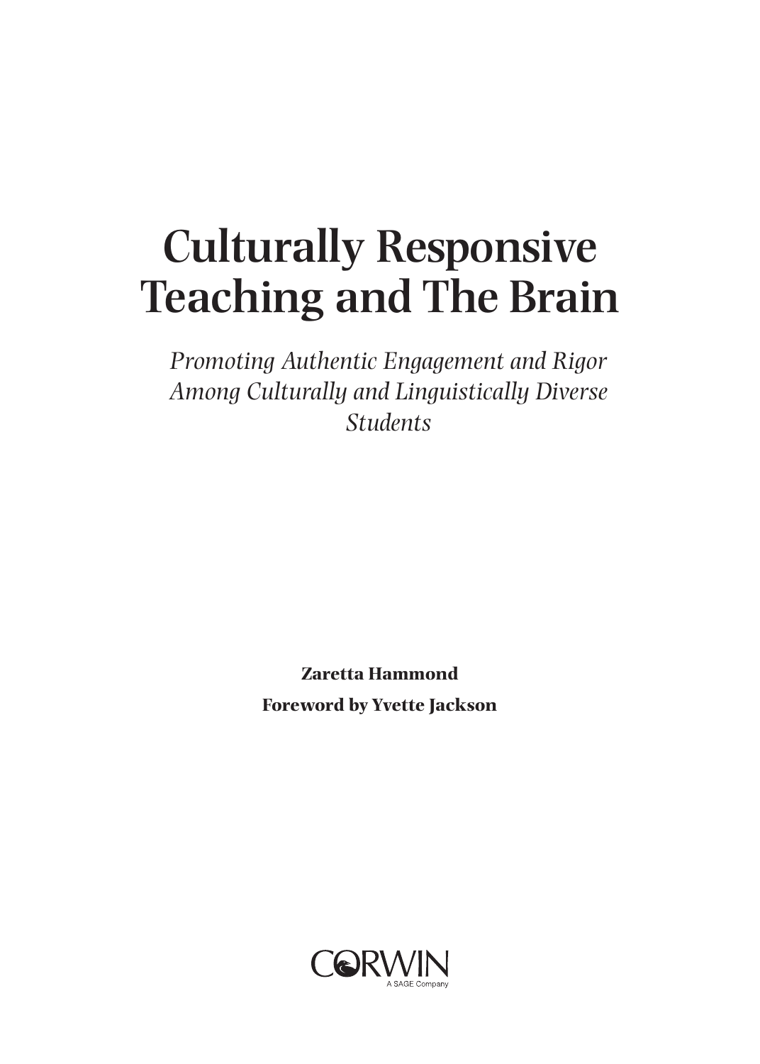# Culturally Responsive Teaching and The Brain

*Promoting Authentic Engagement and Rigor Among Culturally and Linguistically Diverse Students*

**Zaretta Hammond**

**Foreword by Yvette Jackson**

CORWIN
A SAGE Company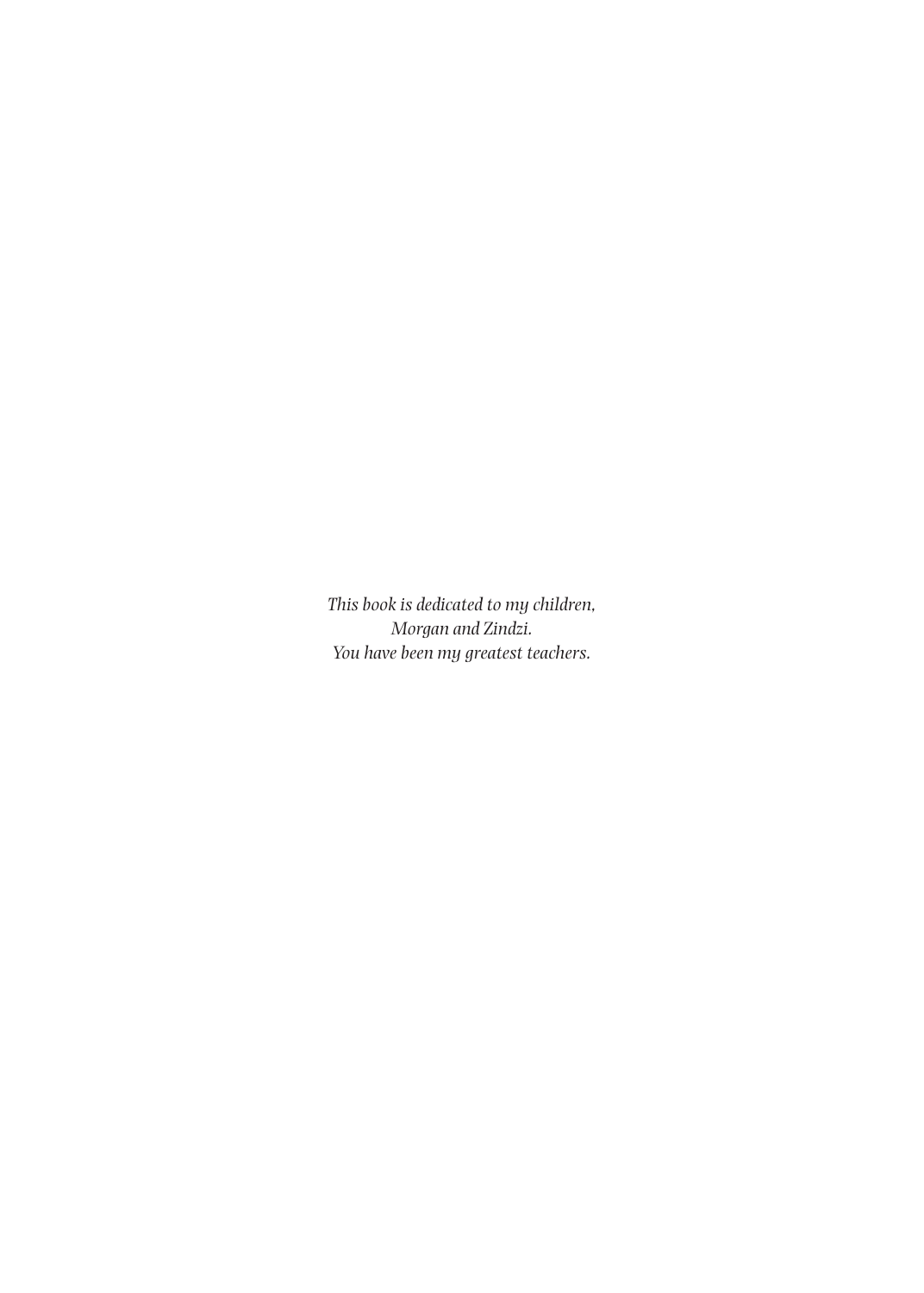*This book is dedicated to my children,*
*Morgan and Zindzi.*
*You have been my greatest teachers.*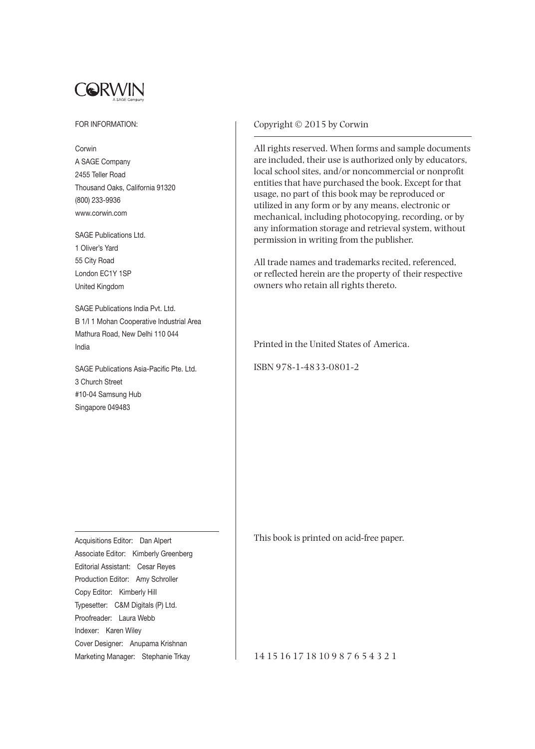CORWIN
A SAGE Company

FOR INFORMATION:

Corwin
A SAGE Company
2455 Teller Road
Thousand Oaks, California 91320
(800) 233-9936
www.corwin.com

SAGE Publications Ltd.
1 Oliver's Yard
55 City Road
London EC1Y 1SP
United Kingdom

SAGE Publications India Pvt. Ltd.
B 1/I 1 Mohan Cooperative Industrial Area
Mathura Road, New Delhi 110 044
India

SAGE Publications Asia-Pacific Pte. Ltd.
3 Church Street
#10-04 Samsung Hub
Singapore 049483

Acquisitions Editor: Dan Alpert
Associate Editor: Kimberly Greenberg
Editorial Assistant: Cesar Reyes
Production Editor: Amy Schroller
Copy Editor: Kimberly Hill
Typesetter: C&M Digitals (P) Ltd.
Proofreader: Laura Webb
Indexer: Karen Wiley
Cover Designer: Anupama Krishnan
Marketing Manager: Stephanie Trkay

Copyright © 2015 by Corwin

All rights reserved. When forms and sample documents are included, their use is authorized only by educators, local school sites, and/or noncommercial or nonprofit entities that have purchased the book. Except for that usage, no part of this book may be reproduced or utilized in any form or by any means, electronic or mechanical, including photocopying, recording, or by any information storage and retrieval system, without permission in writing from the publisher.

All trade names and trademarks recited, referenced, or reflected herein are the property of their respective owners who retain all rights thereto.

Printed in the United States of America.

ISBN 978-1-4833-0801-2

This book is printed on acid-free paper.

14 15 16 17 18 10 9 8 7 6 5 4 3 2 1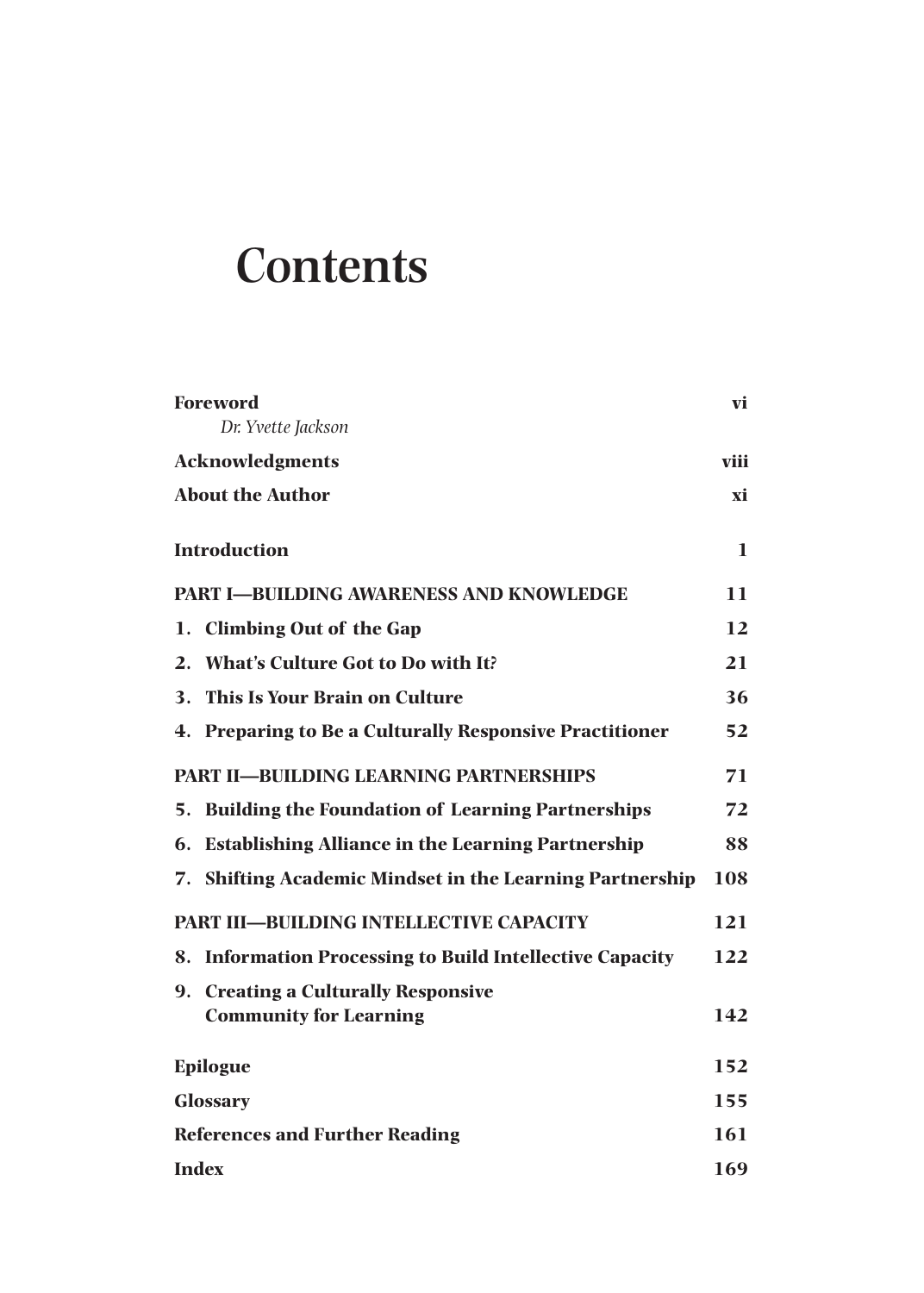# Contents

| | |
|---|---|
| **Foreword**<br>*Dr. Yvette Jackson* | **vi** |
| **Acknowledgments** | **viii** |
| **About the Author** | **xi** |
| **Introduction** | **1** |
| **PART I—BUILDING AWARENESS AND KNOWLEDGE** | **11** |
| **1. Climbing Out of the Gap** | **12** |
| **2. What's Culture Got to Do with It?** | **21** |
| **3. This Is Your Brain on Culture** | **36** |
| **4. Preparing to Be a Culturally Responsive Practitioner** | **52** |
| **PART II—BUILDING LEARNING PARTNERSHIPS** | **71** |
| **5. Building the Foundation of Learning Partnerships** | **72** |
| **6. Establishing Alliance in the Learning Partnership** | **88** |
| **7. Shifting Academic Mindset in the Learning Partnership** | **108** |
| **PART III—BUILDING INTELLECTIVE CAPACITY** | **121** |
| **8. Information Processing to Build Intellective Capacity** | **122** |
| **9. Creating a Culturally Responsive Community for Learning** | **142** |
| **Epilogue** | **152** |
| **Glossary** | **155** |
| **References and Further Reading** | **161** |
| **Index** | **169** |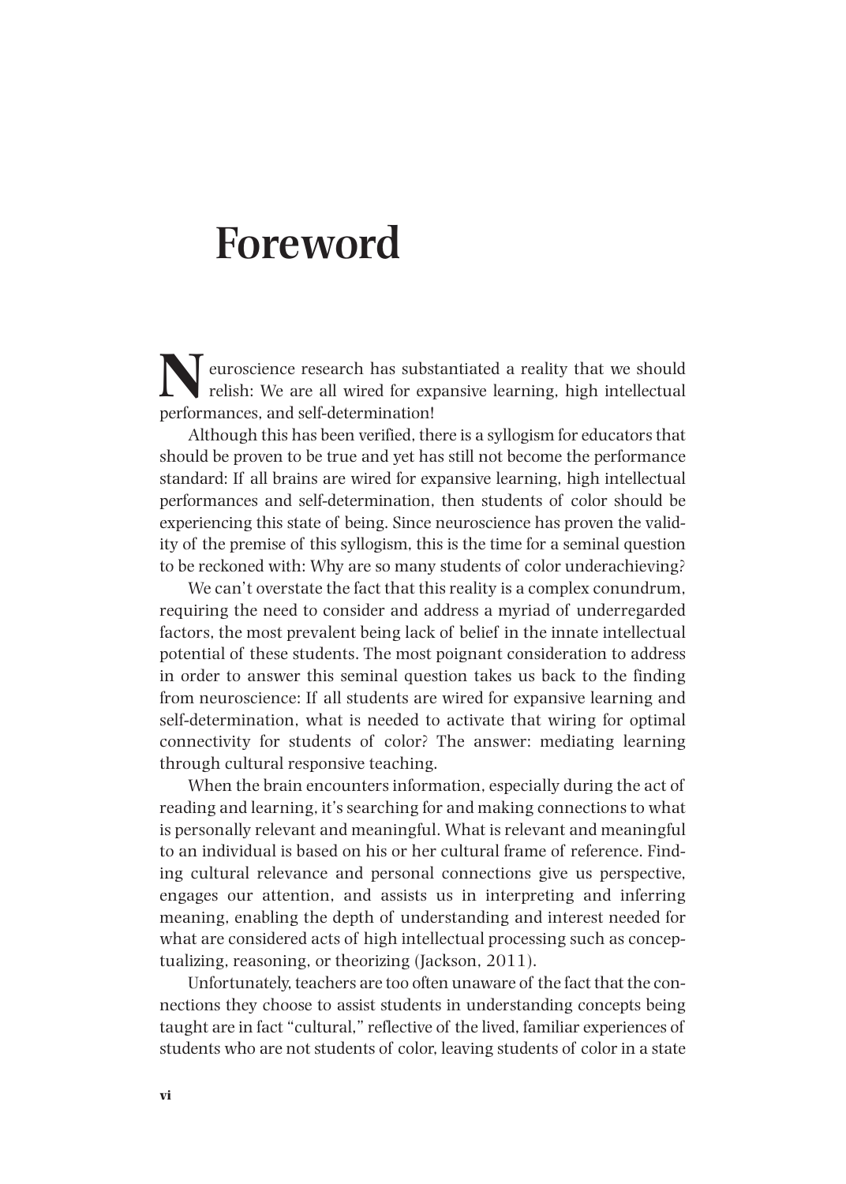# Foreword

Neuroscience research has substantiated a reality that we should relish: We are all wired for expansive learning, high intellectual performances, and self-determination!

Although this has been verified, there is a syllogism for educators that should be proven to be true and yet has still not become the performance standard: If all brains are wired for expansive learning, high intellectual performances and self-determination, then students of color should be experiencing this state of being. Since neuroscience has proven the validity of the premise of this syllogism, this is the time for a seminal question to be reckoned with: Why are so many students of color underachieving?

We can't overstate the fact that this reality is a complex conundrum, requiring the need to consider and address a myriad of underregarded factors, the most prevalent being lack of belief in the innate intellectual potential of these students. The most poignant consideration to address in order to answer this seminal question takes us back to the finding from neuroscience: If all students are wired for expansive learning and self-determination, what is needed to activate that wiring for optimal connectivity for students of color? The answer: mediating learning through cultural responsive teaching.

When the brain encounters information, especially during the act of reading and learning, it's searching for and making connections to what is personally relevant and meaningful. What is relevant and meaningful to an individual is based on his or her cultural frame of reference. Finding cultural relevance and personal connections give us perspective, engages our attention, and assists us in interpreting and inferring meaning, enabling the depth of understanding and interest needed for what are considered acts of high intellectual processing such as conceptualizing, reasoning, or theorizing (Jackson, 2011).

Unfortunately, teachers are too often unaware of the fact that the connections they choose to assist students in understanding concepts being taught are in fact "cultural," reflective of the lived, familiar experiences of students who are not students of color, leaving students of color in a state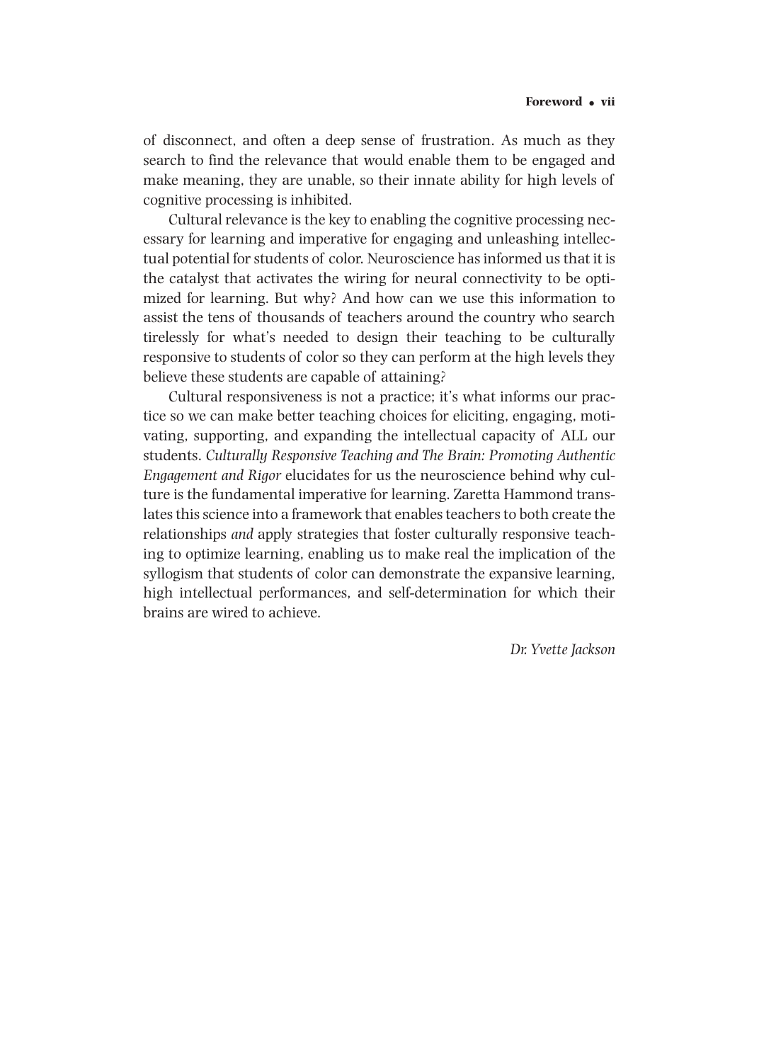of disconnect, and often a deep sense of frustration. As much as they search to find the relevance that would enable them to be engaged and make meaning, they are unable, so their innate ability for high levels of cognitive processing is inhibited.

Cultural relevance is the key to enabling the cognitive processing necessary for learning and imperative for engaging and unleashing intellectual potential for students of color. Neuroscience has informed us that it is the catalyst that activates the wiring for neural connectivity to be optimized for learning. But why? And how can we use this information to assist the tens of thousands of teachers around the country who search tirelessly for what's needed to design their teaching to be culturally responsive to students of color so they can perform at the high levels they believe these students are capable of attaining?

Cultural responsiveness is not a practice; it's what informs our practice so we can make better teaching choices for eliciting, engaging, motivating, supporting, and expanding the intellectual capacity of ALL our students. *Culturally Responsive Teaching and The Brain: Promoting Authentic Engagement and Rigor* elucidates for us the neuroscience behind why culture is the fundamental imperative for learning. Zaretta Hammond translates this science into a framework that enables teachers to both create the relationships *and* apply strategies that foster culturally responsive teaching to optimize learning, enabling us to make real the implication of the syllogism that students of color can demonstrate the expansive learning, high intellectual performances, and self-determination for which their brains are wired to achieve.

*Dr. Yvette Jackson*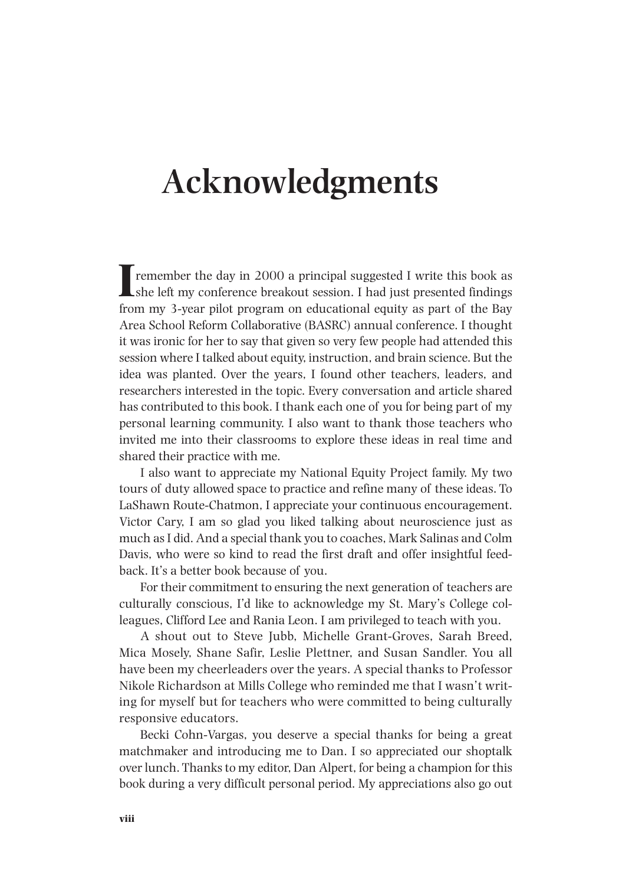# Acknowledgments

I remember the day in 2000 a principal suggested I write this book as she left my conference breakout session. I had just presented findings from my 3-year pilot program on educational equity as part of the Bay Area School Reform Collaborative (BASRC) annual conference. I thought it was ironic for her to say that given so very few people had attended this session where I talked about equity, instruction, and brain science. But the idea was planted. Over the years, I found other teachers, leaders, and researchers interested in the topic. Every conversation and article shared has contributed to this book. I thank each one of you for being part of my personal learning community. I also want to thank those teachers who invited me into their classrooms to explore these ideas in real time and shared their practice with me.

I also want to appreciate my National Equity Project family. My two tours of duty allowed space to practice and refine many of these ideas. To LaShawn Route-Chatmon, I appreciate your continuous encouragement. Victor Cary, I am so glad you liked talking about neuroscience just as much as I did. And a special thank you to coaches, Mark Salinas and Colm Davis, who were so kind to read the first draft and offer insightful feedback. It's a better book because of you.

For their commitment to ensuring the next generation of teachers are culturally conscious, I'd like to acknowledge my St. Mary's College colleagues, Clifford Lee and Rania Leon. I am privileged to teach with you.

A shout out to Steve Jubb, Michelle Grant-Groves, Sarah Breed, Mica Mosely, Shane Safir, Leslie Plettner, and Susan Sandler. You all have been my cheerleaders over the years. A special thanks to Professor Nikole Richardson at Mills College who reminded me that I wasn't writing for myself but for teachers who were committed to being culturally responsive educators.

Becki Cohn-Vargas, you deserve a special thanks for being a great matchmaker and introducing me to Dan. I so appreciated our shoptalk over lunch. Thanks to my editor, Dan Alpert, for being a champion for this book during a very difficult personal period. My appreciations also go out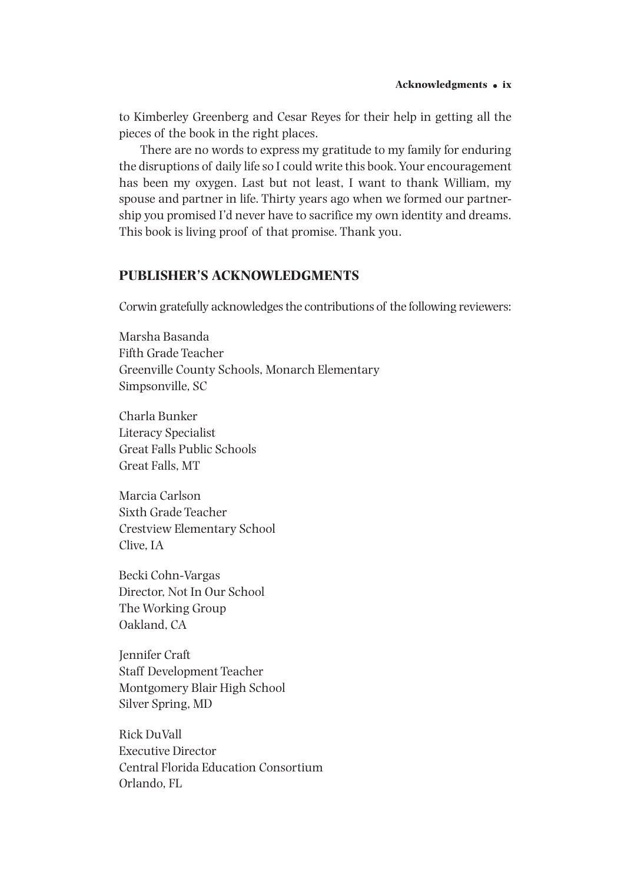to Kimberley Greenberg and Cesar Reyes for their help in getting all the pieces of the book in the right places.

There are no words to express my gratitude to my family for enduring the disruptions of daily life so I could write this book. Your encouragement has been my oxygen. Last but not least, I want to thank William, my spouse and partner in life. Thirty years ago when we formed our partnership you promised I'd never have to sacrifice my own identity and dreams. This book is living proof of that promise. Thank you.

## PUBLISHER'S ACKNOWLEDGMENTS

Corwin gratefully acknowledges the contributions of the following reviewers:

Marsha Basanda
Fifth Grade Teacher
Greenville County Schools, Monarch Elementary
Simpsonville, SC

Charla Bunker
Literacy Specialist
Great Falls Public Schools
Great Falls, MT

Marcia Carlson
Sixth Grade Teacher
Crestview Elementary School
Clive, IA

Becki Cohn-Vargas
Director, Not In Our School
The Working Group
Oakland, CA

Jennifer Craft
Staff Development Teacher
Montgomery Blair High School
Silver Spring, MD

Rick DuVall
Executive Director
Central Florida Education Consortium
Orlando, FL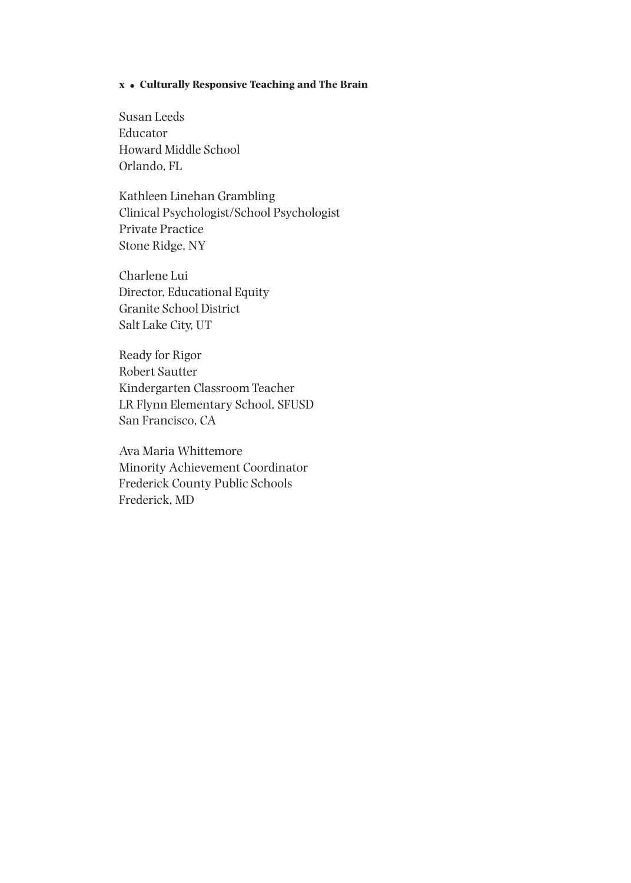Susan Leeds  
Educator  
Howard Middle School  
Orlando, FL

Kathleen Linehan Grambling  
Clinical Psychologist/School Psychologist  
Private Practice  
Stone Ridge, NY

Charlene Lui  
Director, Educational Equity  
Granite School District  
Salt Lake City, UT

Ready for Rigor  
Robert Sautter  
Kindergarten Classroom Teacher  
LR Flynn Elementary School, SFUSD  
San Francisco, CA

Ava Maria Whittemore  
Minority Achievement Coordinator  
Frederick County Public Schools  
Frederick, MD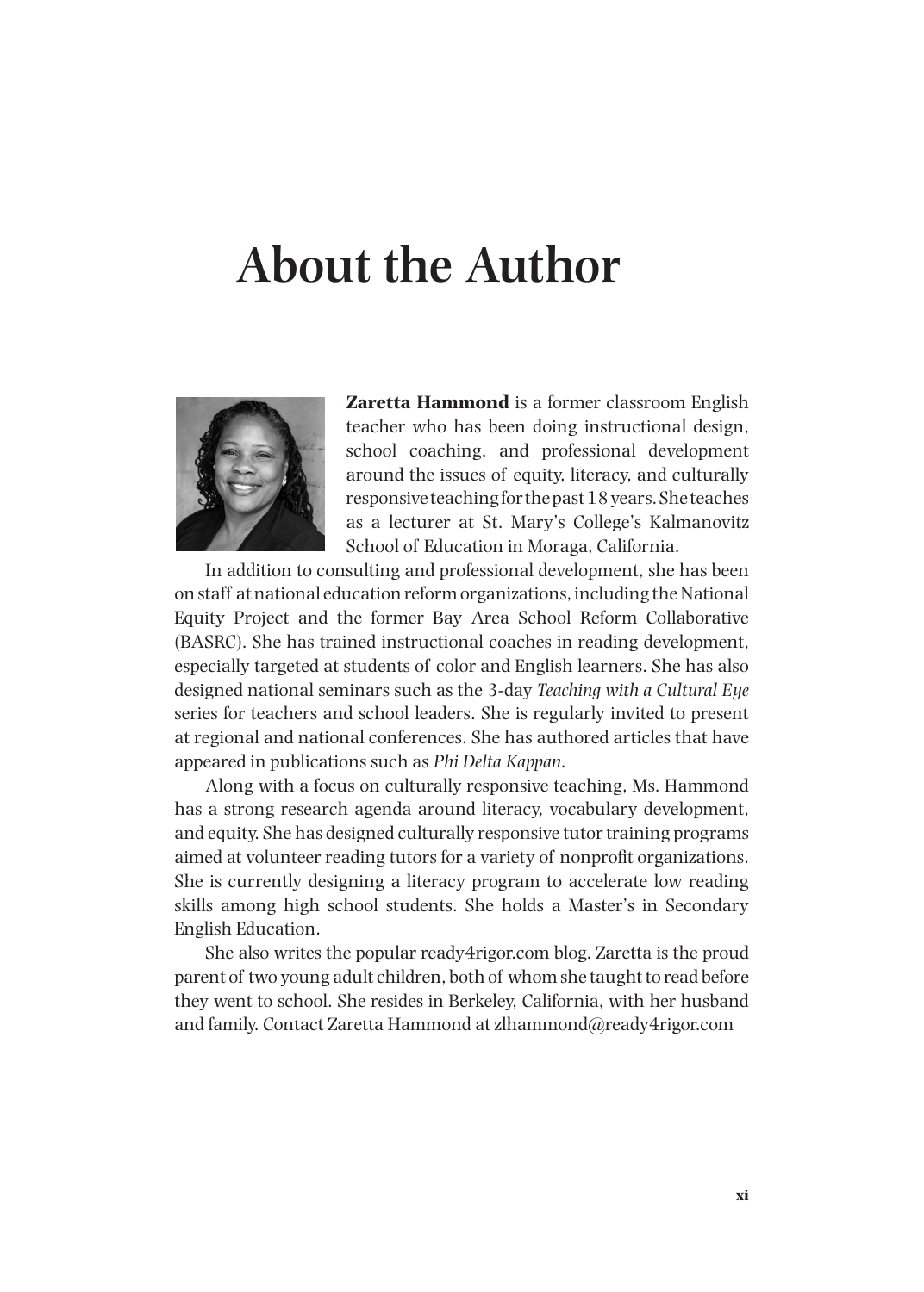# About the Author

**Zaretta Hammond** is a former classroom English teacher who has been doing instructional design, school coaching, and professional development around the issues of equity, literacy, and culturally responsive teaching for the past 18 years. She teaches as a lecturer at St. Mary's College's Kalmanovitz School of Education in Moraga, California.

In addition to consulting and professional development, she has been on staff at national education reform organizations, including the National Equity Project and the former Bay Area School Reform Collaborative (BASRC). She has trained instructional coaches in reading development, especially targeted at students of color and English learners. She has also designed national seminars such as the 3-day *Teaching with a Cultural Eye* series for teachers and school leaders. She is regularly invited to present at regional and national conferences. She has authored articles that have appeared in publications such as *Phi Delta Kappan*.

Along with a focus on culturally responsive teaching, Ms. Hammond has a strong research agenda around literacy, vocabulary development, and equity. She has designed culturally responsive tutor training programs aimed at volunteer reading tutors for a variety of nonprofit organizations. She is currently designing a literacy program to accelerate low reading skills among high school students. She holds a Master's in Secondary English Education.

She also writes the popular ready4rigor.com blog. Zaretta is the proud parent of two young adult children, both of whom she taught to read before they went to school. She resides in Berkeley, California, with her husband and family. Contact Zaretta Hammond at zlhammond@ready4rigor.com